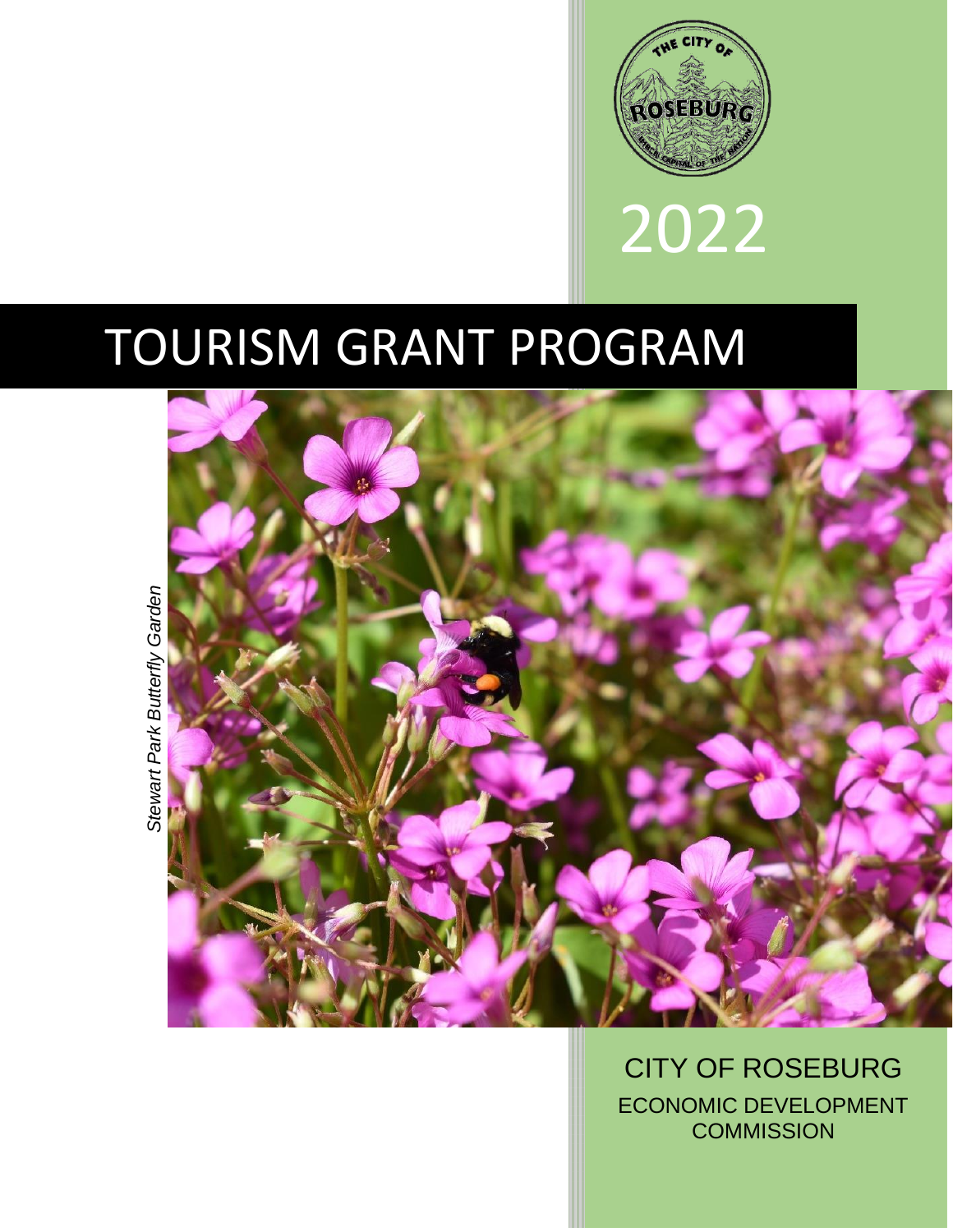2022

# TOURISM GRANT PROGRAM

*Stewart Park Butterfly Garden*

CITY OF ROSEBURG

ECONOMIC DEVELOPMENT COMMISSION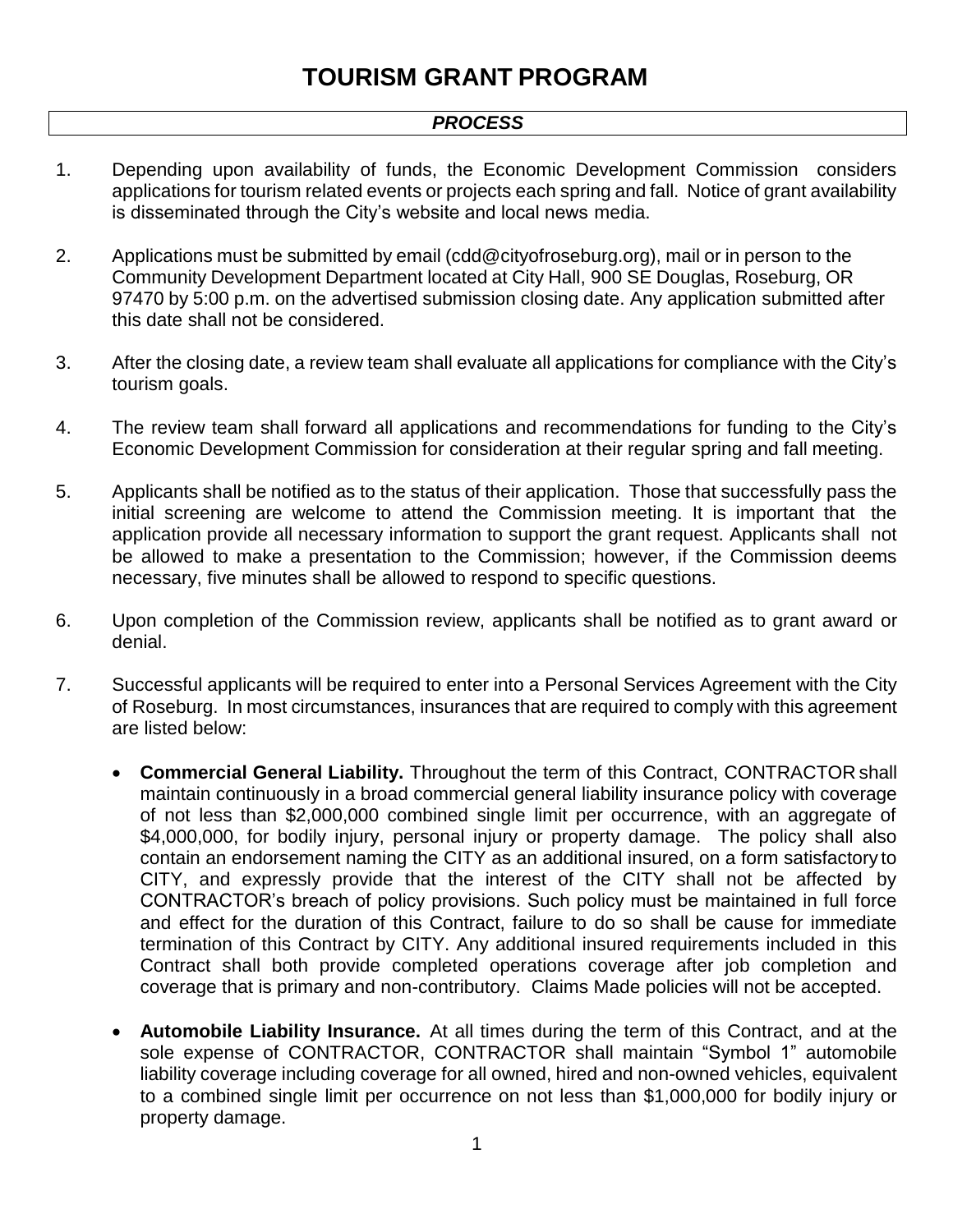# TOURISM GRANT PROGRAM

## *PROCESS*

1. Depending upon availability of funds, the Economic Development Commission considers applications for tourism related events or projects each spring and fall. Notice of grant availability is disseminated through the City's website and local news media.

2. Applications must be submitted by email (cdd@cityofroseburg.org), mail or in person to the Community Development Department located at City Hall, 900 SE Douglas, Roseburg, OR 97470 by 5:00 p.m. on the advertised submission closing date. Any application submitted after this date shall not be considered.

3. After the closing date, a review team shall evaluate all applications for compliance with the City's tourism goals.

4. The review team shall forward all applications and recommendations for funding to the City's Economic Development Commission for consideration at their regular spring and fall meeting.

5. Applicants shall be notified as to the status of their application. Those that successfully pass the initial screening are welcome to attend the Commission meeting. It is important that the application provide all necessary information to support the grant request. Applicants shall not be allowed to make a presentation to the Commission; however, if the Commission deems necessary, five minutes shall be allowed to respond to specific questions.

6. Upon completion of the Commission review, applicants shall be notified as to grant award or denial.

7. Successful applicants will be required to enter into a Personal Services Agreement with the City of Roseburg. In most circumstances, insurances that are required to comply with this agreement are listed below:

   - **Commercial General Liability.** Throughout the term of this Contract, CONTRACTOR shall maintain continuously in a broad commercial general liability insurance policy with coverage of not less than $2,000,000 combined single limit per occurrence, with an aggregate of $4,000,000, for bodily injury, personal injury or property damage. The policy shall also contain an endorsement naming the CITY as an additional insured, on a form satisfactory to CITY, and expressly provide that the interest of the CITY shall not be affected by CONTRACTOR's breach of policy provisions. Such policy must be maintained in full force and effect for the duration of this Contract, failure to do so shall be cause for immediate termination of this Contract by CITY. Any additional insured requirements included in this Contract shall both provide completed operations coverage after job completion and coverage that is primary and non-contributory. Claims Made policies will not be accepted.

   - **Automobile Liability Insurance.** At all times during the term of this Contract, and at the sole expense of CONTRACTOR, CONTRACTOR shall maintain "Symbol 1" automobile liability coverage including coverage for all owned, hired and non-owned vehicles, equivalent to a combined single limit per occurrence on not less than $1,000,000 for bodily injury or property damage.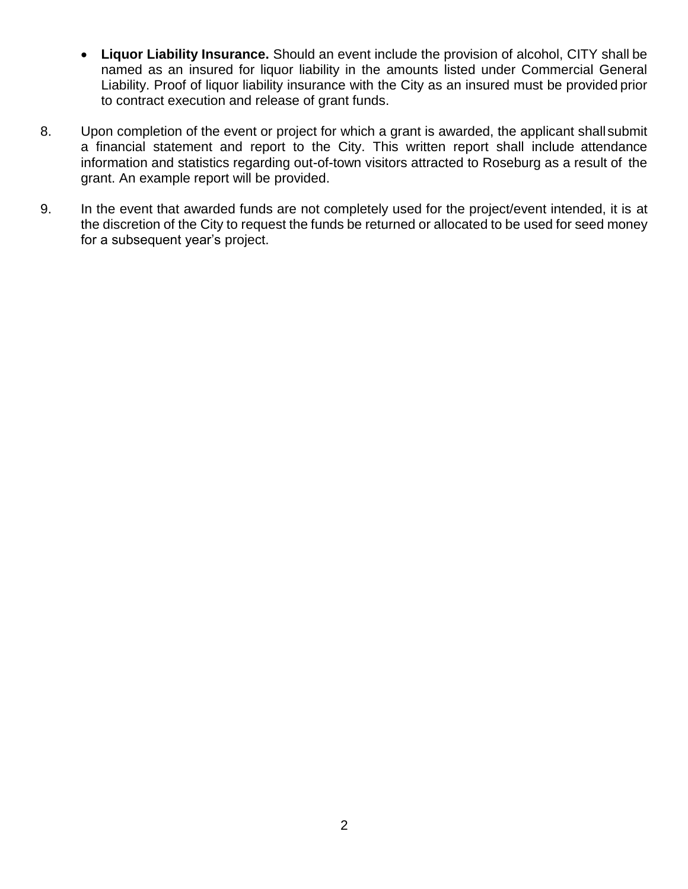- **Liquor Liability Insurance.** Should an event include the provision of alcohol, CITY shall be named as an insured for liquor liability in the amounts listed under Commercial General Liability. Proof of liquor liability insurance with the City as an insured must be provided prior to contract execution and release of grant funds.

8. Upon completion of the event or project for which a grant is awarded, the applicant shall submit a financial statement and report to the City. This written report shall include attendance information and statistics regarding out-of-town visitors attracted to Roseburg as a result of the grant. An example report will be provided.

9. In the event that awarded funds are not completely used for the project/event intended, it is at the discretion of the City to request the funds be returned or allocated to be used for seed money for a subsequent year's project.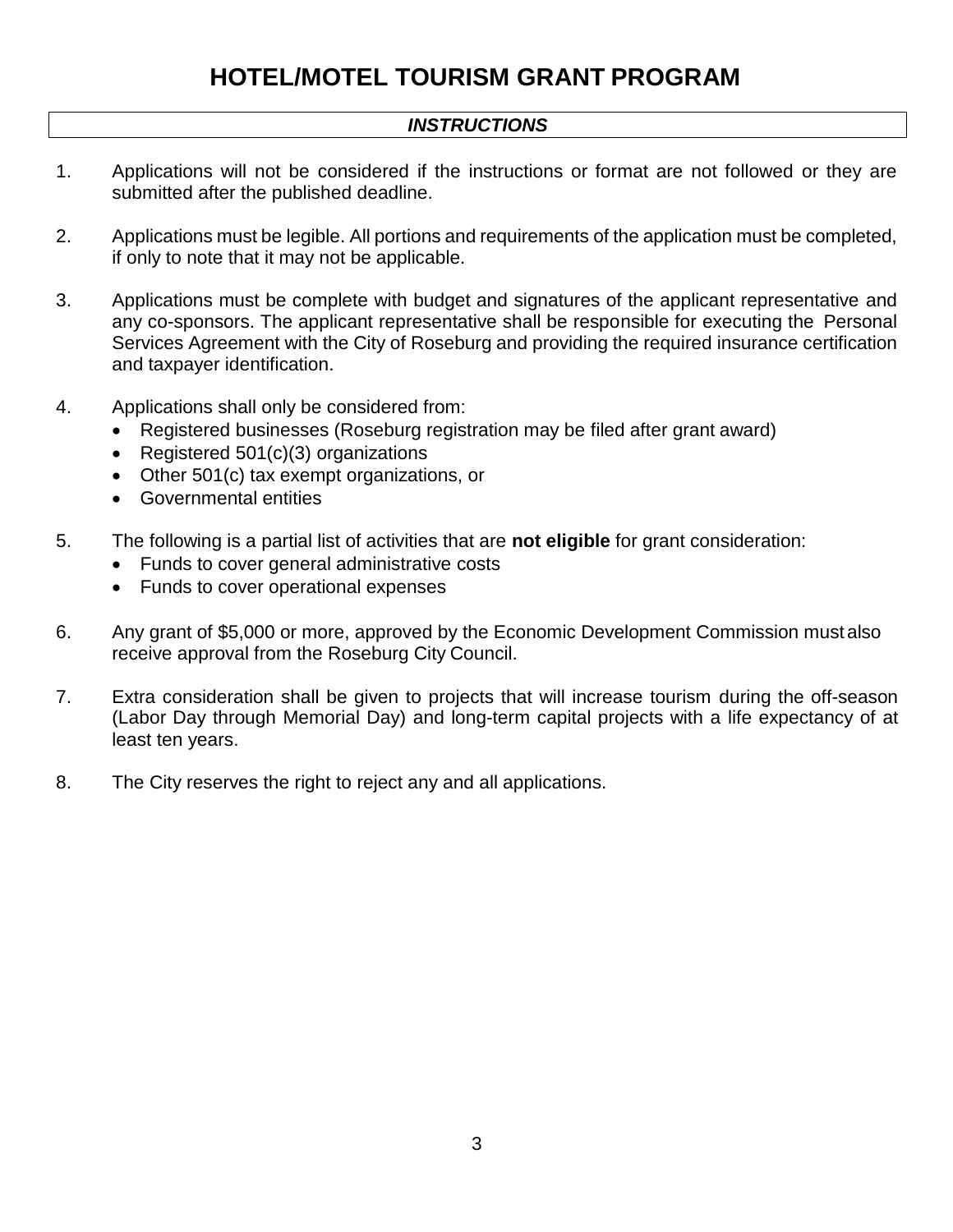# HOTEL/MOTEL TOURISM GRANT PROGRAM

***INSTRUCTIONS***

1. Applications will not be considered if the instructions or format are not followed or they are submitted after the published deadline.

2. Applications must be legible. All portions and requirements of the application must be completed, if only to note that it may not be applicable.

3. Applications must be complete with budget and signatures of the applicant representative and any co-sponsors. The applicant representative shall be responsible for executing the Personal Services Agreement with the City of Roseburg and providing the required insurance certification and taxpayer identification.

4. Applications shall only be considered from:
   - Registered businesses (Roseburg registration may be filed after grant award)
   - Registered 501(c)(3) organizations
   - Other 501(c) tax exempt organizations, or
   - Governmental entities

5. The following is a partial list of activities that are **not eligible** for grant consideration:
   - Funds to cover general administrative costs
   - Funds to cover operational expenses

6. Any grant of $5,000 or more, approved by the Economic Development Commission must also receive approval from the Roseburg City Council.

7. Extra consideration shall be given to projects that will increase tourism during the off-season (Labor Day through Memorial Day) and long-term capital projects with a life expectancy of at least ten years.

8. The City reserves the right to reject any and all applications.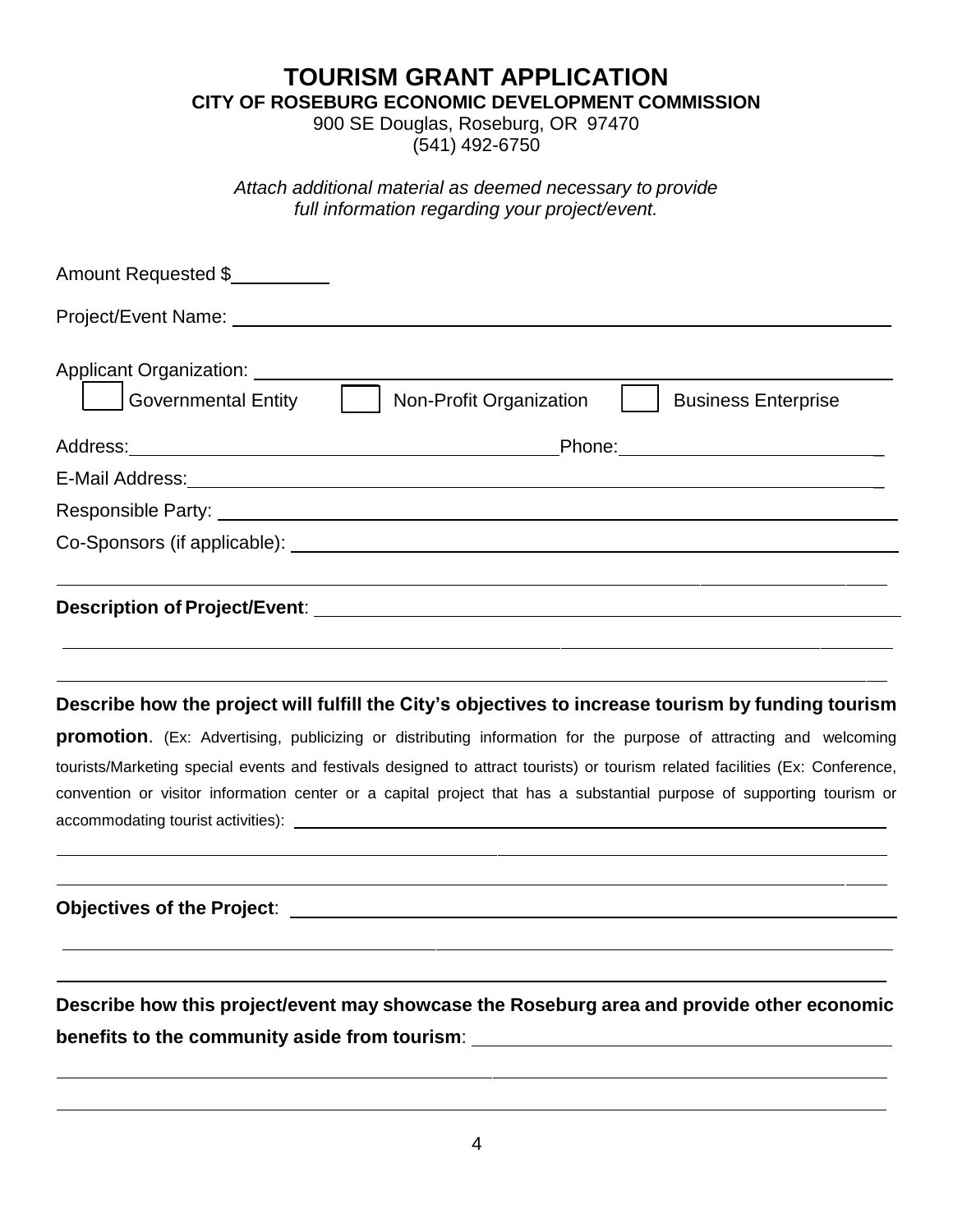# TOURISM GRANT APPLICATION

**CITY OF ROSEBURG ECONOMIC DEVELOPMENT COMMISSION**

900 SE Douglas, Roseburg, OR 97470

(541) 492-6750

*Attach additional material as deemed necessary to provide full information regarding your project/event.*

Amount Requested $__________

Project/Event Name: ______________________________________________________________

Applicant Organization: ______________________________________________________________

☐ Governmental Entity ☐ Non-Profit Organization ☐ Business Enterprise

Address: ________________________________________ Phone: ________________________

E-Mail Address: ______________________________________________________________

Responsible Party: ______________________________________________________________

Co-Sponsors (if applicable): ______________________________________________________________

______________________________________________________________

**Description of Project/Event**: ______________________________________________________________

______________________________________________________________

______________________________________________________________

**Describe how the project will fulfill the City's objectives to increase tourism by funding tourism promotion**. (Ex: Advertising, publicizing or distributing information for the purpose of attracting and welcoming tourists/Marketing special events and festivals designed to attract tourists) or tourism related facilities (Ex: Conference, convention or visitor information center or a capital project that has a substantial purpose of supporting tourism or accommodating tourist activities): ______________________________________________________________

______________________________________________________________

______________________________________________________________

**Objectives of the Project**: ______________________________________________________________

______________________________________________________________

______________________________________________________________

**Describe how this project/event may showcase the Roseburg area and provide other economic benefits to the community aside from tourism**: ______________________________________________________________

______________________________________________________________

______________________________________________________________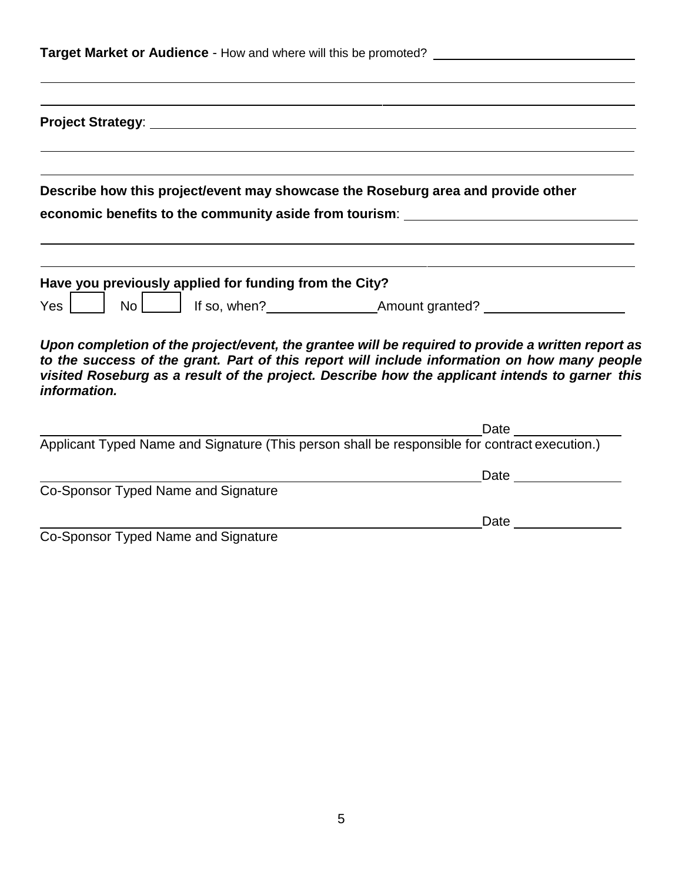**Target Market or Audience** - How and where will this be promoted? ______________________________

______________________________________________________________________________

______________________________________________________________________________

**Project Strategy**: ______________________________________________________________

______________________________________________________________________________

______________________________________________________________________________

**Describe how this project/event may showcase the Roseburg area and provide other economic benefits to the community aside from tourism**: ______________________________

______________________________________________________________________________

______________________________________________________________________________

**Have you previously applied for funding from the City?**

Yes ☐ No ☐ If so, when? ________________ Amount granted? ____________________

***Upon completion of the project/event, the grantee will be required to provide a written report as to the success of the grant. Part of this report will include information on how many people visited Roseburg as a result of the project. Describe how the applicant intends to garner this information.***

______________________________________________________________ Date ______________

Applicant Typed Name and Signature (This person shall be responsible for contract execution.)

______________________________________________________________ Date ______________

Co-Sponsor Typed Name and Signature

______________________________________________________________ Date ______________

Co-Sponsor Typed Name and Signature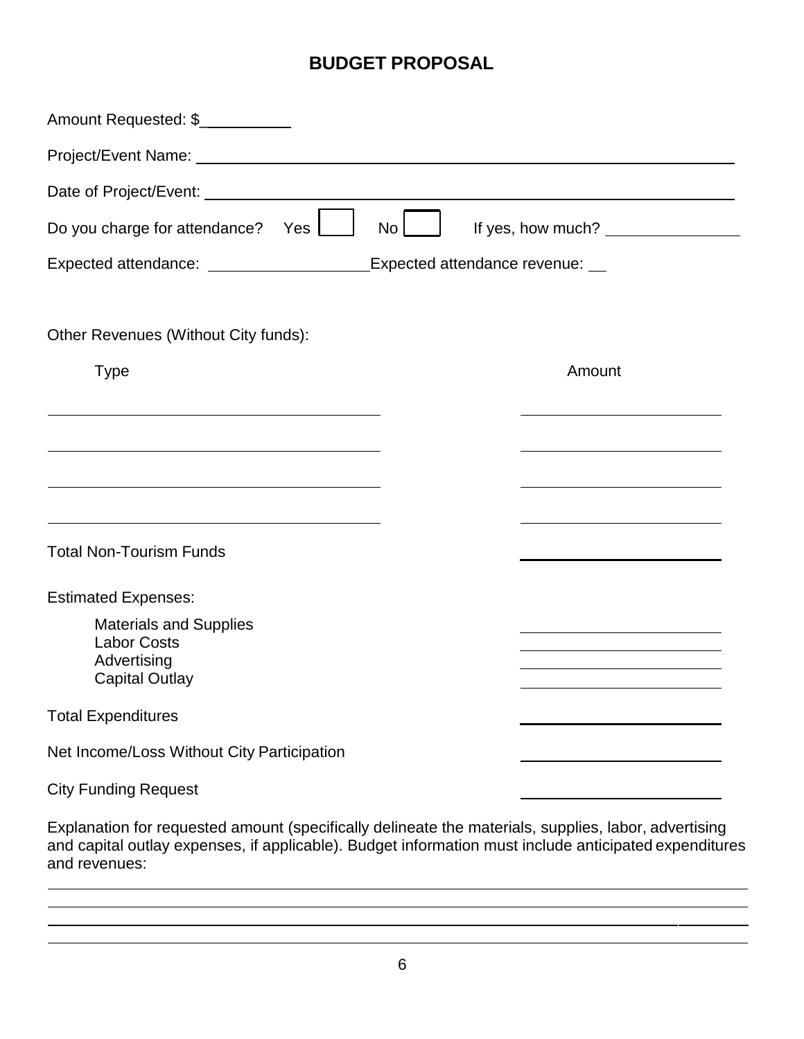# BUDGET PROPOSAL

Amount Requested: $__________

Project/Event Name: ______________________________________________________________

Date of Project/Event: ______________________________________________________________

Do you charge for attendance? Yes ☐ No ☐ If yes, how much? _______________

Expected attendance: __________________ Expected attendance revenue: __

Other Revenues (Without City funds):

| Type | Amount |
|---|---|
| | |
| | |
| | |
| | |
| **Total Non-Tourism Funds** | |

Estimated Expenses:

| | |
|---|---|
| Materials and Supplies | |
| Labor Costs | |
| Advertising | |
| Capital Outlay | |
| **Total Expenditures** | |
| **Net Income/Loss Without City Participation** | |
| **City Funding Request** | |

Explanation for requested amount (specifically delineate the materials, supplies, labor, advertising and capital outlay expenses, if applicable). Budget information must include anticipated expenditures and revenues:

______________________________________________________________

______________________________________________________________

______________________________________________________________

______________________________________________________________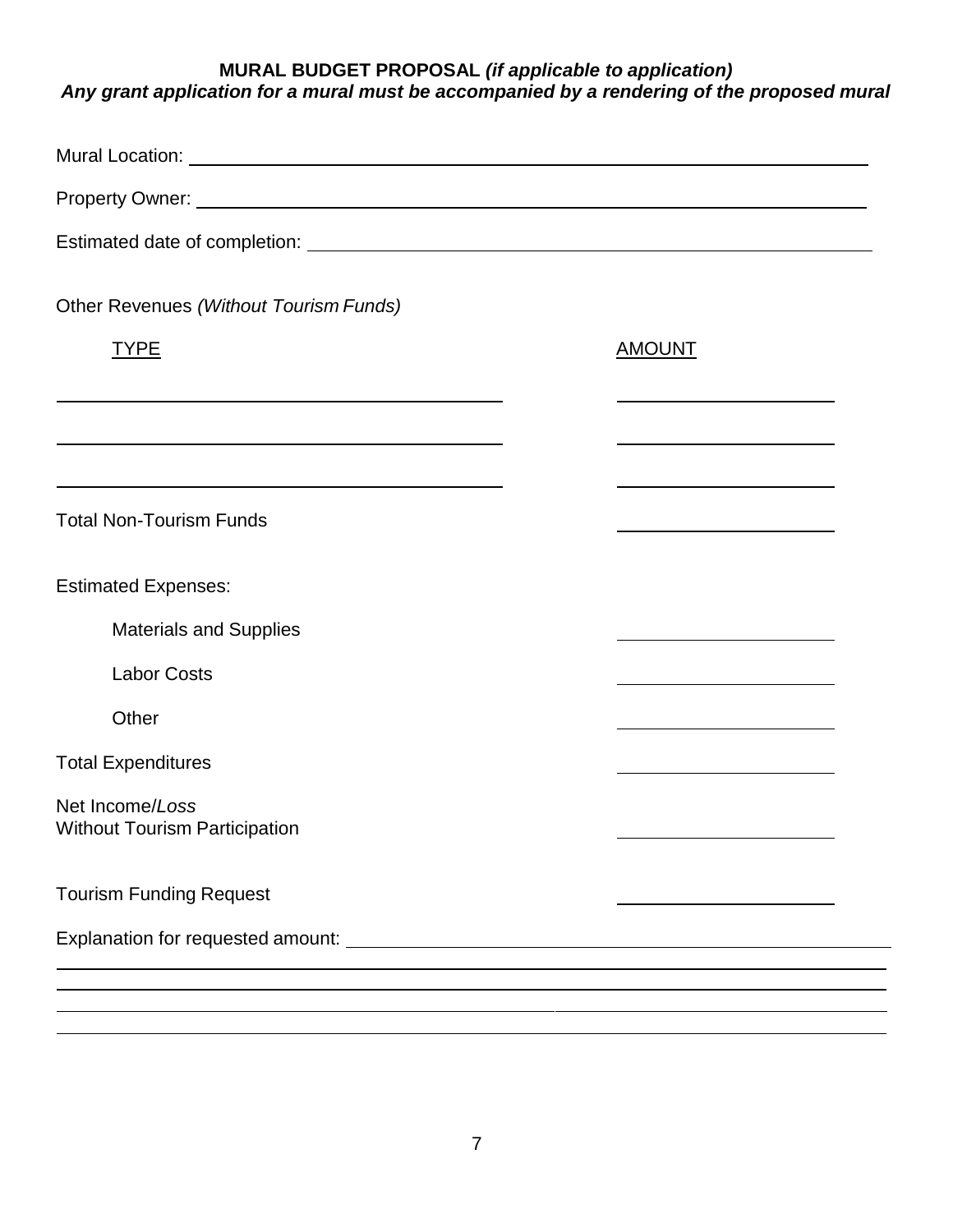**MURAL BUDGET PROPOSAL** ***(if applicable to application)***

***Any grant application for a mural must be accompanied by a rendering of the proposed mural***

Mural Location: ______________________________________________

Property Owner: ______________________________________________

Estimated date of completion: ______________________________________

Other Revenues *(Without Tourism Funds)*

| TYPE | AMOUNT |
|---|---|
| ______________________ | ____________ |
| ______________________ | ____________ |
| ______________________ | ____________ |
| Total Non-Tourism Funds | ____________ |

Estimated Expenses:

| | |
|---|---|
| Materials and Supplies | ____________ |
| Labor Costs | ____________ |
| Other | ____________ |
| Total Expenditures | ____________ |
| Net Income/*Loss* Without Tourism Participation | ____________ |
| Tourism Funding Request | ____________ |

Explanation for requested amount: ______________________________________

______________________________________________________________

______________________________________________________________

______________________________________________________________

______________________________________________________________